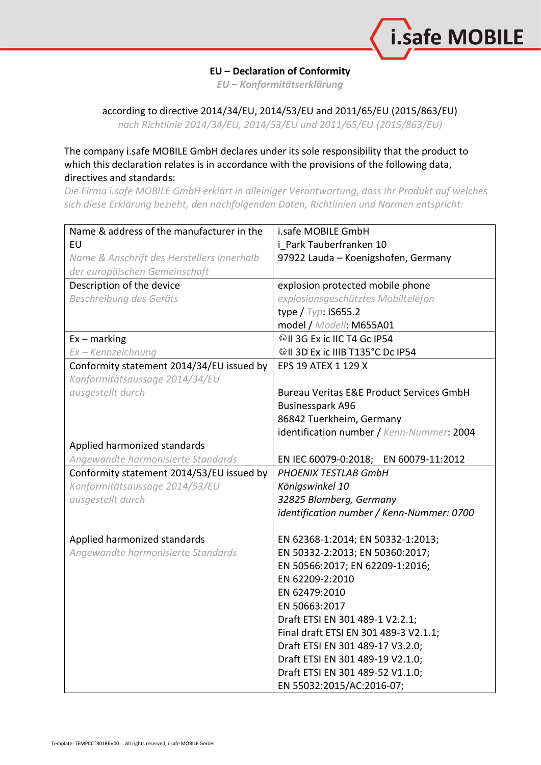## EU – Declaration of Conformity

*EU – Konformitätserklärung*

according to directive 2014/34/EU, 2014/53/EU and 2011/65/EU (2015/863/EU)

*nach Richtlinie 2014/34/EU, 2014/53/EU und 2011/65/EU (2015/863/EU)*

The company i.safe MOBILE GmbH declares under its sole responsibility that the product to which this declaration relates is in accordance with the provisions of the following data, directives and standards:

*Die Firma i.safe MOBILE GmbH erklärt in alleiniger Verantwortung, dass Ihr Produkt auf welches sich diese Erklärung bezieht, den nachfolgenden Daten, Richtlinien und Normen entspricht:*

| | |
|---|---|
| Name & address of the manufacturer in the EU<br>*Name & Anschrift des Herstellers innerhalb der europäischen Gemeinschaft* | i.safe MOBILE GmbH<br>i_Park Tauberfranken 10<br>97922 Lauda – Koenigshofen, Germany |
| Description of the device<br>*Beschreibung des Geräts* | explosion protected mobile phone<br>*explosionsgeschütztes Mobiltelefon*<br>type / *Typ*: IS655.2<br>model / *Modell*: M655A01 |
| Ex – marking<br>*Ex – Kennzeichnung* | Ⓔx II 3G Ex ic IIC T4 Gc IP54<br>Ⓔx II 3D Ex ic IIIB T135°C Dc IP54 |
| Conformity statement 2014/34/EU issued by<br>*Konformitätsaussage 2014/34/EU ausgestellt durch*<br><br>Applied harmonized standards<br>*Angewandte harmonisierte Standards* | EPS 19 ATEX 1 129 X<br><br>Bureau Veritas E&E Product Services GmbH<br>Businesspark A96<br>86842 Tuerkheim, Germany<br>identification number / *Kenn-Nummer*: 2004<br><br>EN IEC 60079-0:2018; EN 60079-11:2012 |
| Conformity statement 2014/53/EU issued by<br>*Konformitätsaussage 2014/53/EU ausgestellt durch*<br><br>Applied harmonized standards<br>*Angewandte harmonisierte Standards* | *PHOENIX TESTLAB GmbH*<br>*Königswinkel 10*<br>*32825 Blomberg, Germany*<br>*identification number / Kenn-Nummer: 0700*<br><br>EN 62368-1:2014; EN 50332-1:2013;<br>EN 50332-2:2013; EN 50360:2017;<br>EN 50566:2017; EN 62209-1:2016;<br>EN 62209-2:2010<br>EN 62479:2010<br>EN 50663:2017<br>Draft ETSI EN 301 489-1 V2.2.1;<br>Final draft ETSI EN 301 489-3 V2.1.1;<br>Draft ETSI EN 301 489-17 V3.2.0;<br>Draft ETSI EN 301 489-19 V2.1.0;<br>Draft ETSI EN 301 489-52 V1.1.0;<br>EN 55032:2015/AC:2016-07; |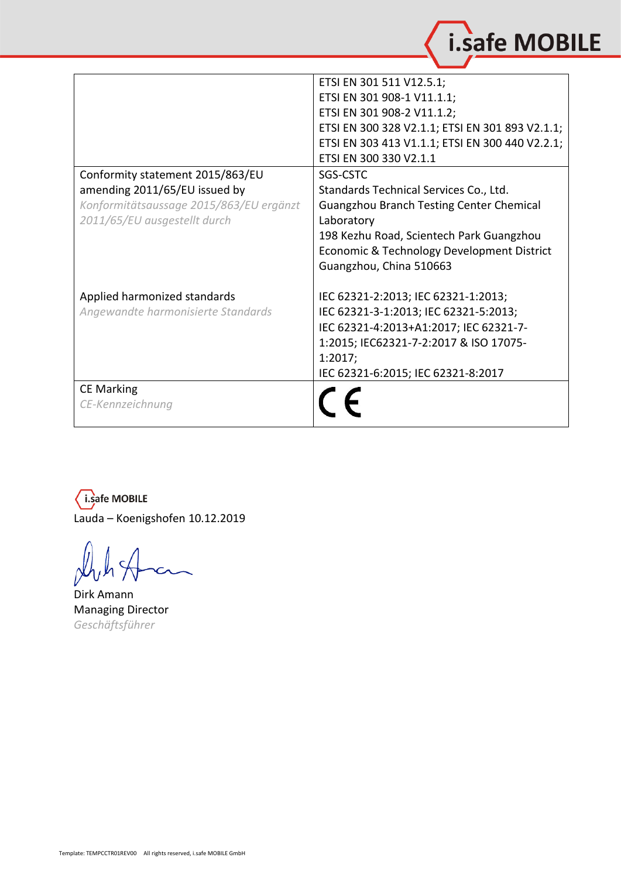| | |
|---|---|
| | ETSI EN 301 511 V12.5.1;<br>ETSI EN 301 908-1 V11.1.1;<br>ETSI EN 301 908-2 V11.1.2;<br>ETSI EN 300 328 V2.1.1; ETSI EN 301 893 V2.1.1;<br>ETSI EN 303 413 V1.1.1; ETSI EN 300 440 V2.2.1;<br>ETSI EN 300 330 V2.1.1 |
| Conformity statement 2015/863/EU amending 2011/65/EU issued by<br>*Konformitätsaussage 2015/863/EU ergänzt 2011/65/EU ausgestellt durch*<br><br>Applied harmonized standards<br>*Angewandte harmonisierte Standards* | SGS-CSTC<br>Standards Technical Services Co., Ltd.<br>Guangzhou Branch Testing Center Chemical Laboratory<br>198 Kezhu Road, Scientech Park Guangzhou Economic & Technology Development District<br>Guangzhou, China 510663<br><br>IEC 62321-2:2013; IEC 62321-1:2013;<br>IEC 62321-3-1:2013; IEC 62321-5:2013;<br>IEC 62321-4:2013+A1:2017; IEC 62321-7-1:2015; IEC62321-7-2:2017 & ISO 17075-1:2017;<br>IEC 62321-6:2015; IEC 62321-8:2017 |
| CE Marking<br>*CE-Kennzeichnung* | CE |

i.safe MOBILE

Lauda – Koenigshofen 10.12.2019

Dirk Amann
Managing Director
*Geschäftsführer*

Template: TEMPCCTR01REV00 All rights reserved, i.safe MOBILE GmbH